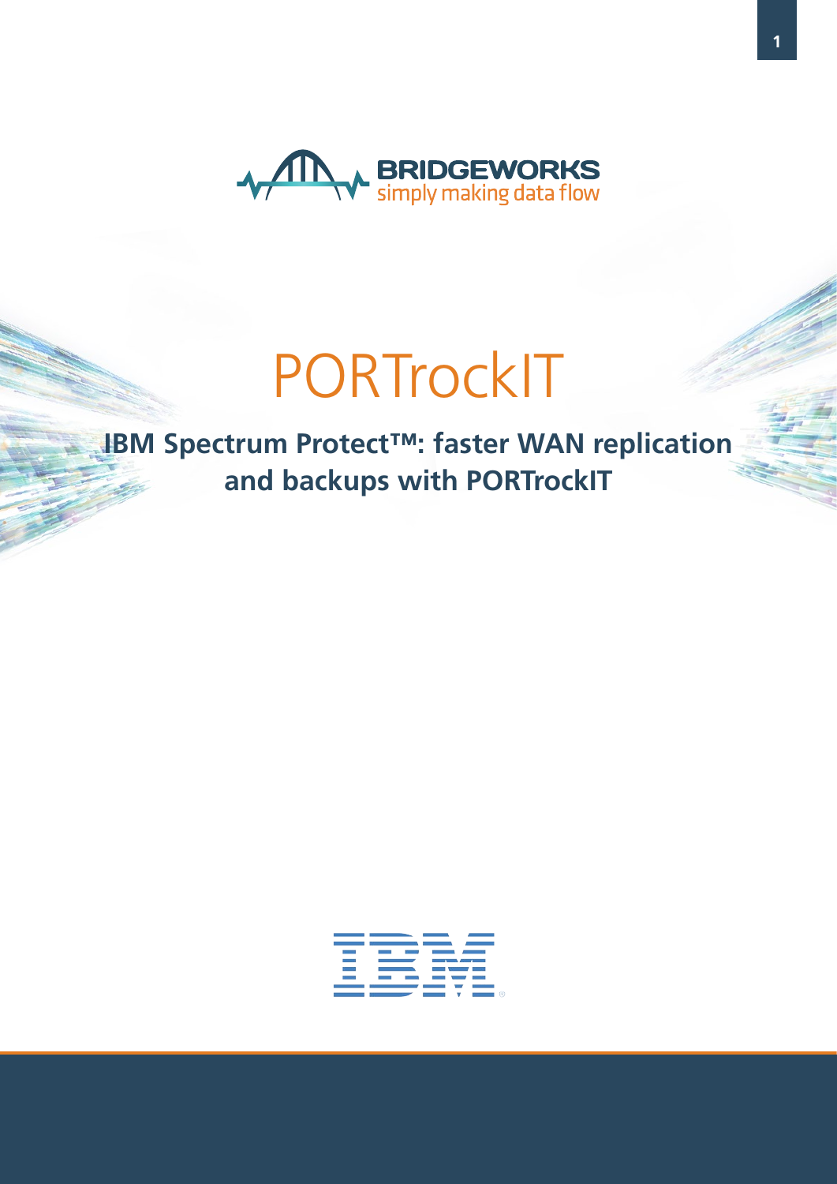BRIDGEWORKS
simply making data flow

# PORTrockIT

## IBM Spectrum Protect™: faster WAN replication and backups with PORTrockIT

IBM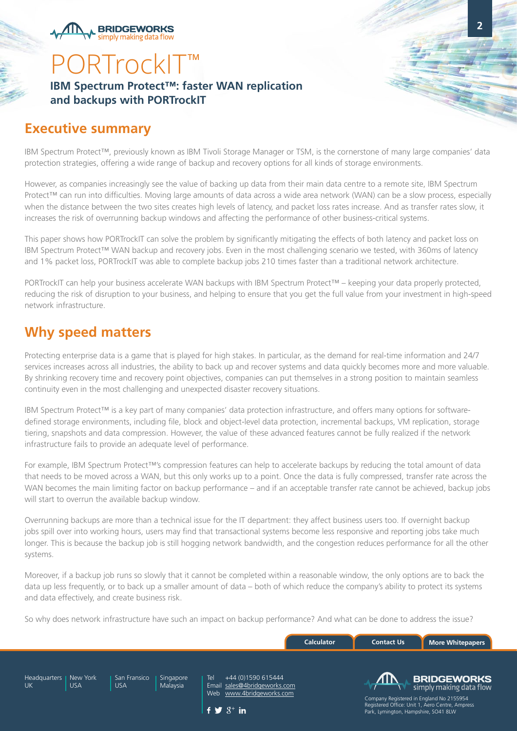# PORTrockIT™

**IBM Spectrum Protect™: faster WAN replication and backups with PORTrockIT**

## Executive summary

IBM Spectrum Protect™, previously known as IBM Tivoli Storage Manager or TSM, is the cornerstone of many large companies' data protection strategies, offering a wide range of backup and recovery options for all kinds of storage environments.

However, as companies increasingly see the value of backing up data from their main data centre to a remote site, IBM Spectrum Protect™ can run into difficulties. Moving large amounts of data across a wide area network (WAN) can be a slow process, especially when the distance between the two sites creates high levels of latency, and packet loss rates increase. And as transfer rates slow, it increases the risk of overrunning backup windows and affecting the performance of other business-critical systems.

This paper shows how PORTrockIT can solve the problem by significantly mitigating the effects of both latency and packet loss on IBM Spectrum Protect™ WAN backup and recovery jobs. Even in the most challenging scenario we tested, with 360ms of latency and 1% packet loss, PORTrockIT was able to complete backup jobs 210 times faster than a traditional network architecture.

PORTrockIT can help your business accelerate WAN backups with IBM Spectrum Protect™ – keeping your data properly protected, reducing the risk of disruption to your business, and helping to ensure that you get the full value from your investment in high-speed network infrastructure.

## Why speed matters

Protecting enterprise data is a game that is played for high stakes. In particular, as the demand for real-time information and 24/7 services increases across all industries, the ability to back up and recover systems and data quickly becomes more and more valuable. By shrinking recovery time and recovery point objectives, companies can put themselves in a strong position to maintain seamless continuity even in the most challenging and unexpected disaster recovery situations.

IBM Spectrum Protect™ is a key part of many companies' data protection infrastructure, and offers many options for software-defined storage environments, including file, block and object-level data protection, incremental backups, VM replication, storage tiering, snapshots and data compression. However, the value of these advanced features cannot be fully realized if the network infrastructure fails to provide an adequate level of performance.

For example, IBM Spectrum Protect™'s compression features can help to accelerate backups by reducing the total amount of data that needs to be moved across a WAN, but this only works up to a point. Once the data is fully compressed, transfer rate across the WAN becomes the main limiting factor on backup performance – and if an acceptable transfer rate cannot be achieved, backup jobs will start to overrun the available backup window.

Overrunning backups are more than a technical issue for the IT department: they affect business users too. If overnight backup jobs spill over into working hours, users may find that transactional systems become less responsive and reporting jobs take much longer. This is because the backup job is still hogging network bandwidth, and the congestion reduces performance for all the other systems.

Moreover, if a backup job runs so slowly that it cannot be completed within a reasonable window, the only options are to back the data up less frequently, or to back up a smaller amount of data – both of which reduce the company's ability to protect its systems and data effectively, and create business risk.

So why does network infrastructure have such an impact on backup performance? And what can be done to address the issue?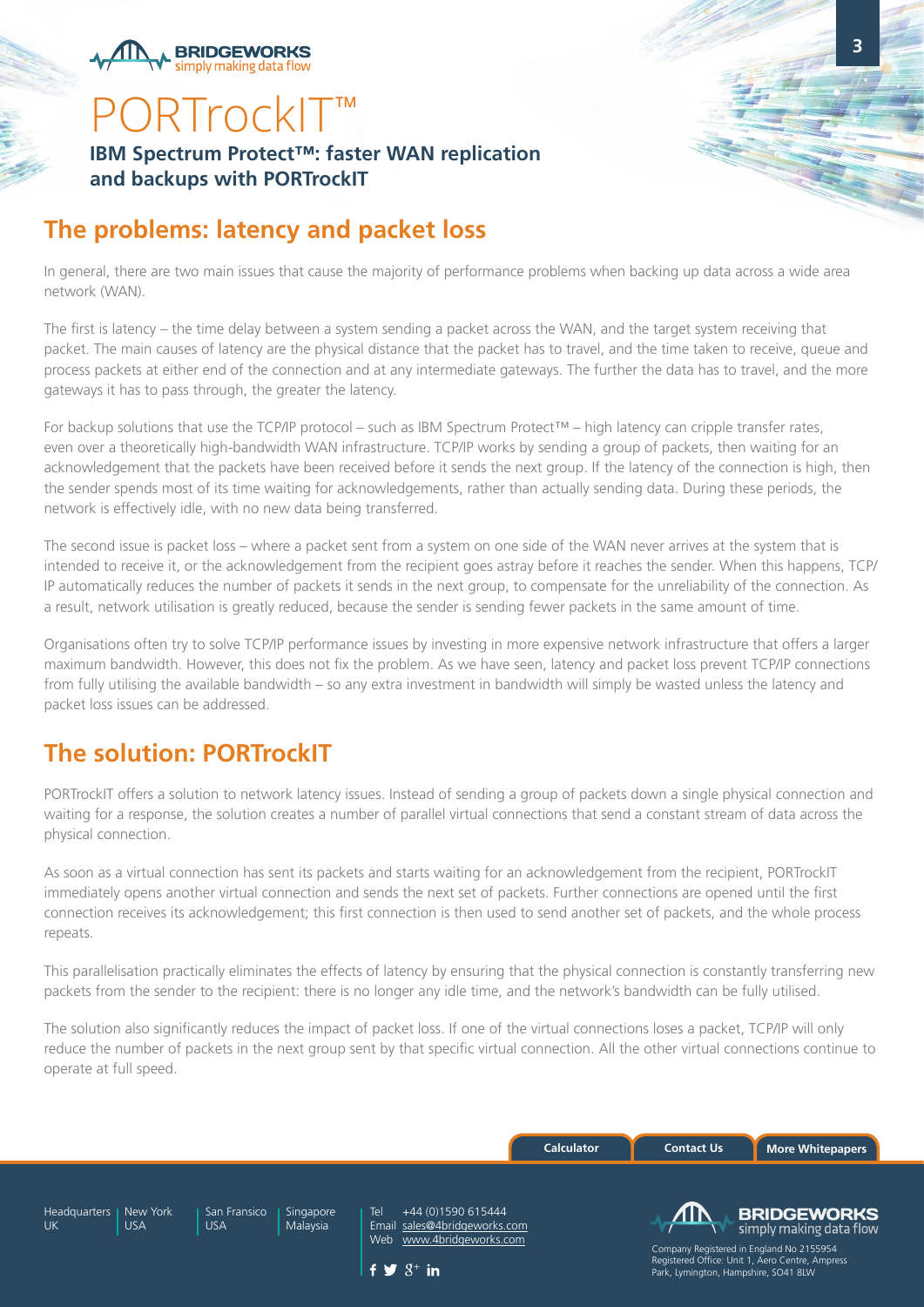# PORTrockIT™

**IBM Spectrum Protect™: faster WAN replication and backups with PORTrockIT**

## The problems: latency and packet loss

In general, there are two main issues that cause the majority of performance problems when backing up data across a wide area network (WAN).

The first is latency – the time delay between a system sending a packet across the WAN, and the target system receiving that packet. The main causes of latency are the physical distance that the packet has to travel, and the time taken to receive, queue and process packets at either end of the connection and at any intermediate gateways. The further the data has to travel, and the more gateways it has to pass through, the greater the latency.

For backup solutions that use the TCP/IP protocol – such as IBM Spectrum Protect™ – high latency can cripple transfer rates, even over a theoretically high-bandwidth WAN infrastructure. TCP/IP works by sending a group of packets, then waiting for an acknowledgement that the packets have been received before it sends the next group. If the latency of the connection is high, then the sender spends most of its time waiting for acknowledgements, rather than actually sending data. During these periods, the network is effectively idle, with no new data being transferred.

The second issue is packet loss – where a packet sent from a system on one side of the WAN never arrives at the system that is intended to receive it, or the acknowledgement from the recipient goes astray before it reaches the sender. When this happens, TCP/IP automatically reduces the number of packets it sends in the next group, to compensate for the unreliability of the connection. As a result, network utilisation is greatly reduced, because the sender is sending fewer packets in the same amount of time.

Organisations often try to solve TCP/IP performance issues by investing in more expensive network infrastructure that offers a larger maximum bandwidth. However, this does not fix the problem. As we have seen, latency and packet loss prevent TCP/IP connections from fully utilising the available bandwidth – so any extra investment in bandwidth will simply be wasted unless the latency and packet loss issues can be addressed.

## The solution: PORTrockIT

PORTrockIT offers a solution to network latency issues. Instead of sending a group of packets down a single physical connection and waiting for a response, the solution creates a number of parallel virtual connections that send a constant stream of data across the physical connection.

As soon as a virtual connection has sent its packets and starts waiting for an acknowledgement from the recipient, PORTrockIT immediately opens another virtual connection and sends the next set of packets. Further connections are opened until the first connection receives its acknowledgement; this first connection is then used to send another set of packets, and the whole process repeats.

This parallelisation practically eliminates the effects of latency by ensuring that the physical connection is constantly transferring new packets from the sender to the recipient: there is no longer any idle time, and the network's bandwidth can be fully utilised.

The solution also significantly reduces the impact of packet loss. If one of the virtual connections loses a packet, TCP/IP will only reduce the number of packets in the next group sent by that specific virtual connection. All the other virtual connections continue to operate at full speed.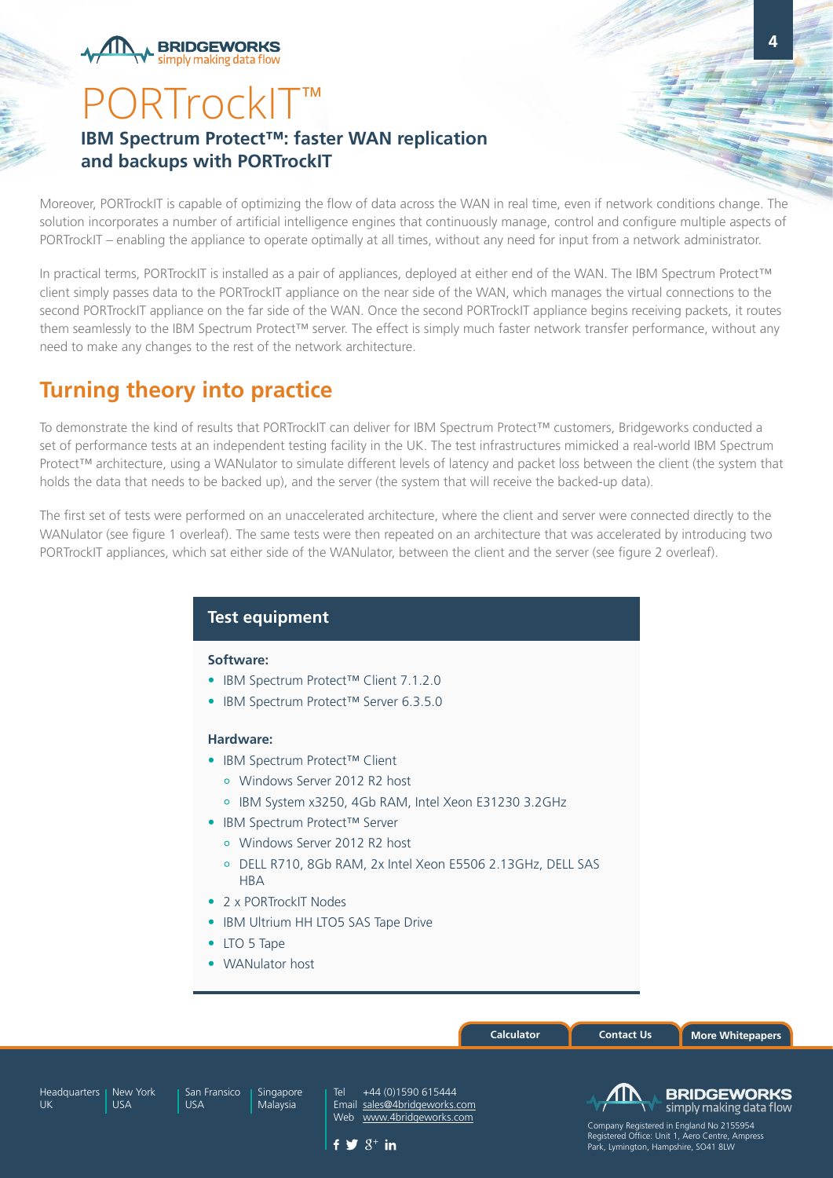# PORTrockIT™

## IBM Spectrum Protect™: faster WAN replication and backups with PORTrockIT

Moreover, PORTrockIT is capable of optimizing the flow of data across the WAN in real time, even if network conditions change. The solution incorporates a number of artificial intelligence engines that continuously manage, control and configure multiple aspects of PORTrockIT – enabling the appliance to operate optimally at all times, without any need for input from a network administrator.

In practical terms, PORTrockIT is installed as a pair of appliances, deployed at either end of the WAN. The IBM Spectrum Protect™ client simply passes data to the PORTrockIT appliance on the near side of the WAN, which manages the virtual connections to the second PORTrockIT appliance on the far side of the WAN. Once the second PORTrockIT appliance begins receiving packets, it routes them seamlessly to the IBM Spectrum Protect™ server. The effect is simply much faster network transfer performance, without any need to make any changes to the rest of the network architecture.

## Turning theory into practice

To demonstrate the kind of results that PORTrockIT can deliver for IBM Spectrum Protect™ customers, Bridgeworks conducted a set of performance tests at an independent testing facility in the UK. The test infrastructures mimicked a real-world IBM Spectrum Protect™ architecture, using a WANulator to simulate different levels of latency and packet loss between the client (the system that holds the data that needs to be backed up), and the server (the system that will receive the backed-up data).

The first set of tests were performed on an unaccelerated architecture, where the client and server were connected directly to the WANulator (see figure 1 overleaf). The same tests were then repeated on an architecture that was accelerated by introducing two PORTrockIT appliances, which sat either side of the WANulator, between the client and the server (see figure 2 overleaf).

### Test equipment

**Software:**

- IBM Spectrum Protect™ Client 7.1.2.0
- IBM Spectrum Protect™ Server 6.3.5.0

**Hardware:**

- IBM Spectrum Protect™ Client
  - Windows Server 2012 R2 host
  - IBM System x3250, 4Gb RAM, Intel Xeon E31230 3.2GHz
- IBM Spectrum Protect™ Server
  - Windows Server 2012 R2 host
  - DELL R710, 8Gb RAM, 2x Intel Xeon E5506 2.13GHz, DELL SAS HBA
- 2 x PORTrockIT Nodes
- IBM Ultrium HH LTO5 SAS Tape Drive
- LTO 5 Tape
- WANulator host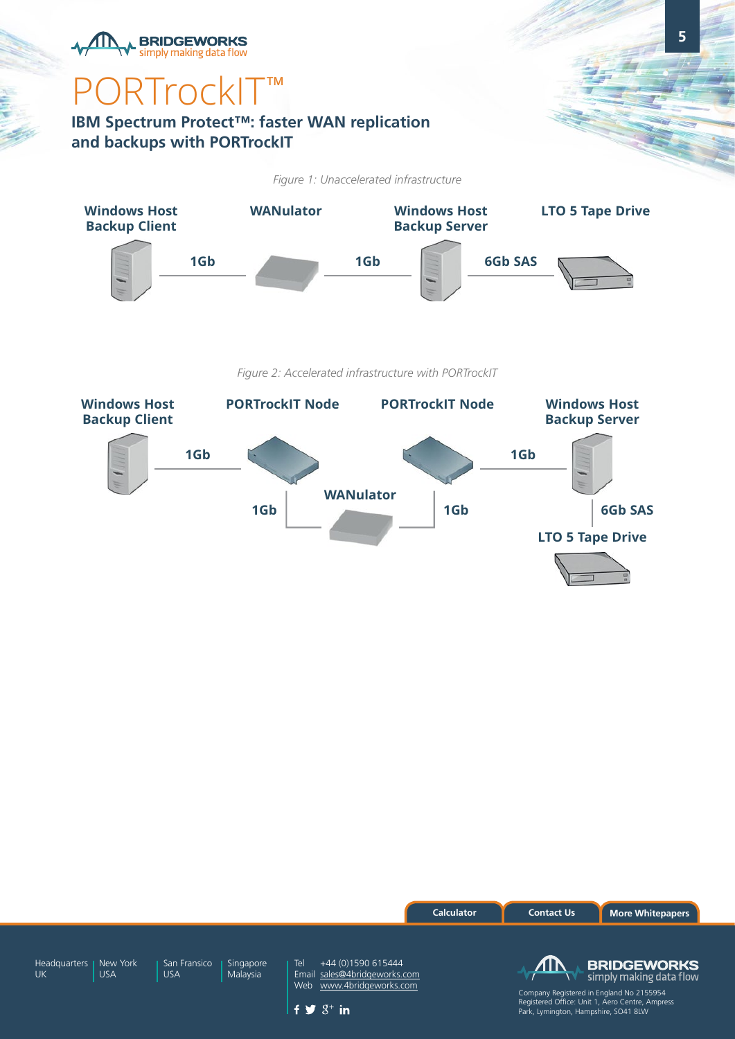# PORTrockIT™

## IBM Spectrum Protect™: faster WAN replication and backups with PORTrockIT

*Figure 1: Unaccelerated infrastructure*

Windows Host Backup Client — 1Gb — WANulator — 1Gb — Windows Host Backup Server — 6Gb SAS — LTO 5 Tape Drive

*Figure 2: Accelerated infrastructure with PORTrockIT*

Windows Host Backup Client — 1Gb — PORTrockIT Node — 1Gb — WANulator — 1Gb — PORTrockIT Node — 1Gb — Windows Host Backup Server — 6Gb SAS — LTO 5 Tape Drive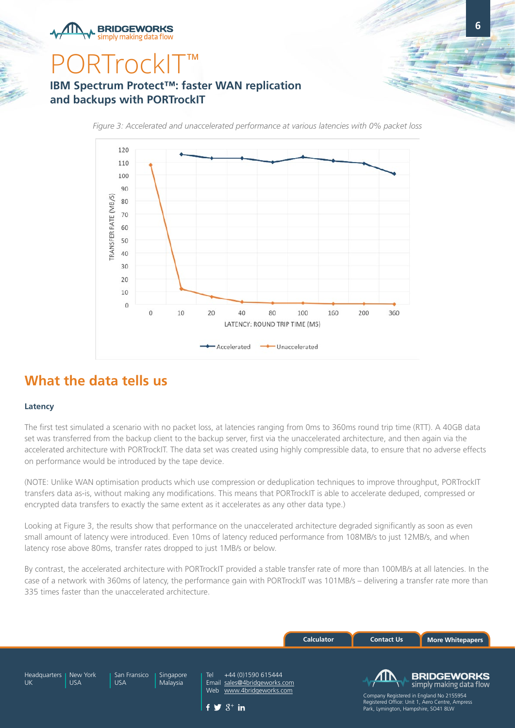# PORTrockIT™

## IBM Spectrum Protect™: faster WAN replication and backups with PORTrockIT

*Figure 3: Accelerated and unaccelerated performance at various latencies with 0% packet loss*

## What the data tells us

### Latency

The first test simulated a scenario with no packet loss, at latencies ranging from 0ms to 360ms round trip time (RTT). A 40GB data set was transferred from the backup client to the backup server, first via the unaccelerated architecture, and then again via the accelerated architecture with PORTrockIT. The data set was created using highly compressible data, to ensure that no adverse effects on performance would be introduced by the tape device.

(NOTE: Unlike WAN optimisation products which use compression or deduplication techniques to improve throughput, PORTrockIT transfers data as-is, without making any modifications. This means that PORTrockIT is able to accelerate deduped, compressed or encrypted data transfers to exactly the same extent as it accelerates as any other data type.)

Looking at Figure 3, the results show that performance on the unaccelerated architecture degraded significantly as soon as even small amount of latency were introduced. Even 10ms of latency reduced performance from 108MB/s to just 12MB/s, and when latency rose above 80ms, transfer rates dropped to just 1MB/s or below.

By contrast, the accelerated architecture with PORTrockIT provided a stable transfer rate of more than 100MB/s at all latencies. In the case of a network with 360ms of latency, the performance gain with PORTrockIT was 101MB/s – delivering a transfer rate more than 335 times faster than the unaccelerated architecture.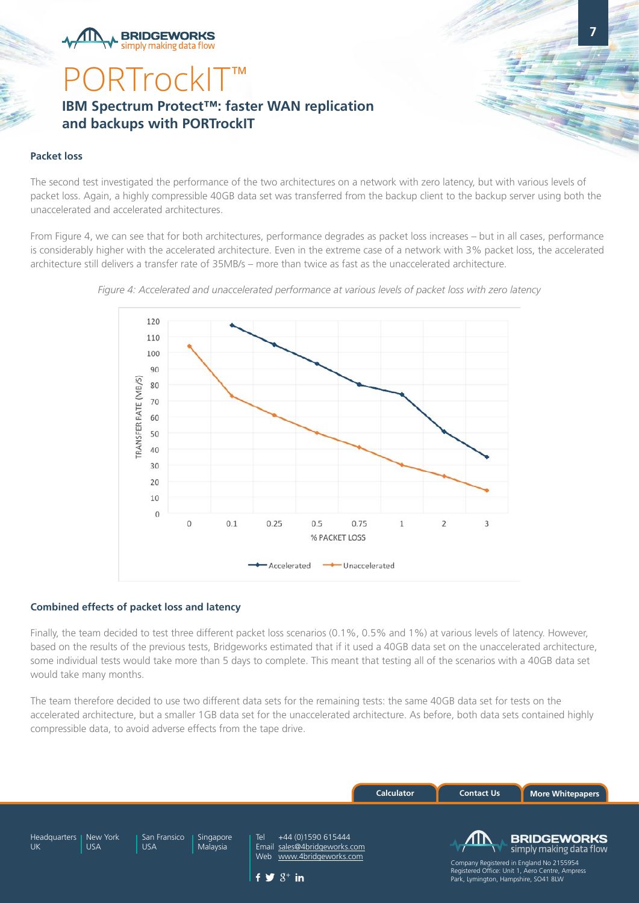# PORTrockIT™

## IBM Spectrum Protect™: faster WAN replication and backups with PORTrockIT

### Packet loss

The second test investigated the performance of the two architectures on a network with zero latency, but with various levels of packet loss. Again, a highly compressible 40GB data set was transferred from the backup client to the backup server using both the unaccelerated and accelerated architectures.

From Figure 4, we can see that for both architectures, performance degrades as packet loss increases – but in all cases, performance is considerably higher with the accelerated architecture. Even in the extreme case of a network with 3% packet loss, the accelerated architecture still delivers a transfer rate of 35MB/s – more than twice as fast as the unaccelerated architecture.

*Figure 4: Accelerated and unaccelerated performance at various levels of packet loss with zero latency*

### Combined effects of packet loss and latency

Finally, the team decided to test three different packet loss scenarios (0.1%, 0.5% and 1%) at various levels of latency. However, based on the results of the previous tests, Bridgeworks estimated that if it used a 40GB data set on the unaccelerated architecture, some individual tests would take more than 5 days to complete. This meant that testing all of the scenarios with a 40GB data set would take many months.

The team therefore decided to use two different data sets for the remaining tests: the same 40GB data set for tests on the accelerated architecture, but a smaller 1GB data set for the unaccelerated architecture. As before, both data sets contained highly compressible data, to avoid adverse effects from the tape drive.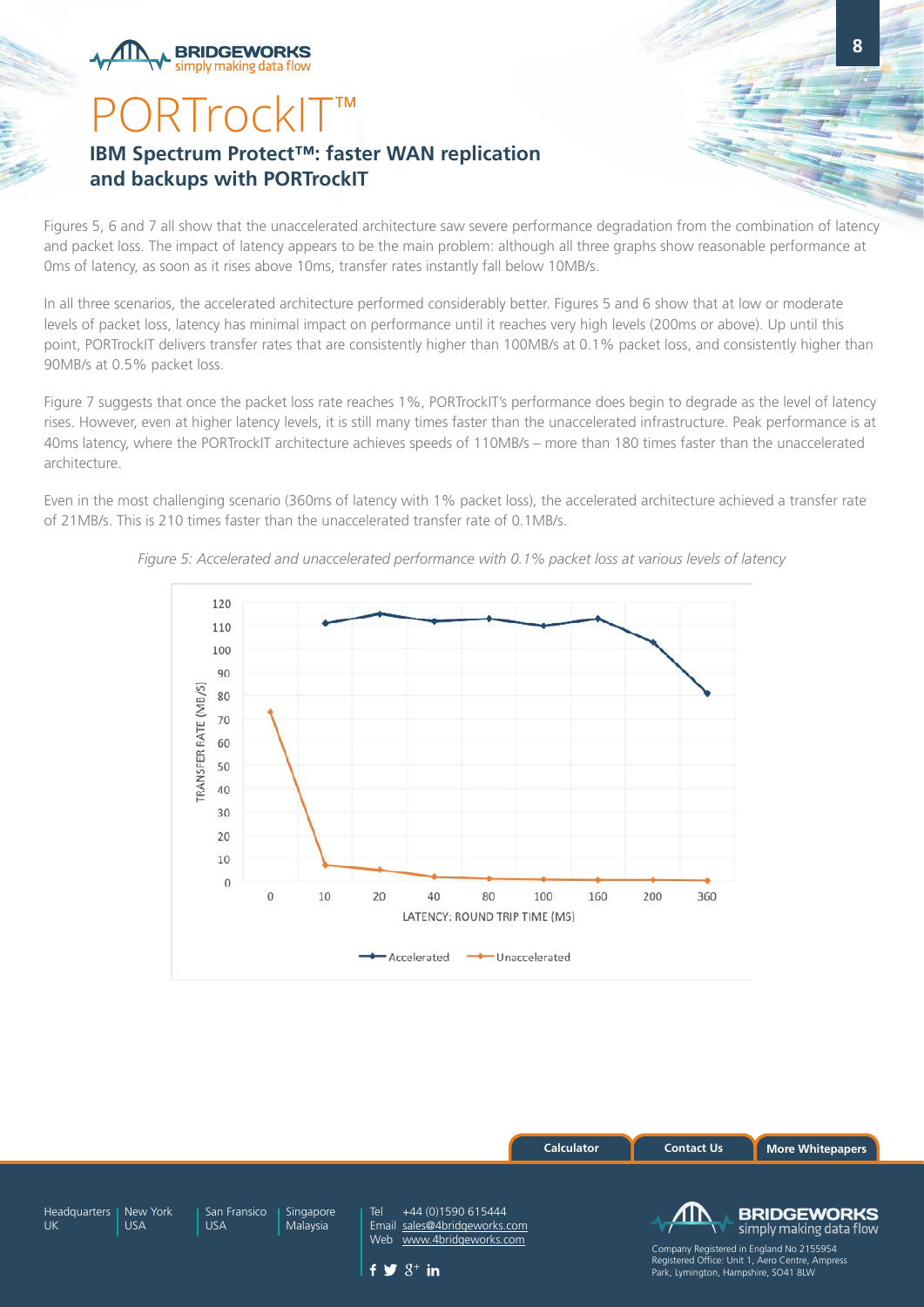# PORTrockIT™

## IBM Spectrum Protect™: faster WAN replication and backups with PORTrockIT

Figures 5, 6 and 7 all show that the unaccelerated architecture saw severe performance degradation from the combination of latency and packet loss. The impact of latency appears to be the main problem: although all three graphs show reasonable performance at 0ms of latency, as soon as it rises above 10ms, transfer rates instantly fall below 10MB/s.

In all three scenarios, the accelerated architecture performed considerably better. Figures 5 and 6 show that at low or moderate levels of packet loss, latency has minimal impact on performance until it reaches very high levels (200ms or above). Up until this point, PORTrockIT delivers transfer rates that are consistently higher than 100MB/s at 0.1% packet loss, and consistently higher than 90MB/s at 0.5% packet loss.

Figure 7 suggests that once the packet loss rate reaches 1%, PORTrockIT's performance does begin to degrade as the level of latency rises. However, even at higher latency levels, it is still many times faster than the unaccelerated infrastructure. Peak performance is at 40ms latency, where the PORTrockIT architecture achieves speeds of 110MB/s – more than 180 times faster than the unaccelerated architecture.

Even in the most challenging scenario (360ms of latency with 1% packet loss), the accelerated architecture achieved a transfer rate of 21MB/s. This is 210 times faster than the unaccelerated transfer rate of 0.1MB/s.

*Figure 5: Accelerated and unaccelerated performance with 0.1% packet loss at various levels of latency*

Calculator | Contact Us | More Whitepapers

Headquarters UK | New York USA | San Fransico USA | Singapore Malaysia

Tel +44 (0)1590 615444
Email sales@4bridgeworks.com
Web www.4bridgeworks.com

Company Registered in England No 2155954
Registered Office: Unit 1, Aero Centre, Ampress Park, Lymington, Hampshire, SO41 8LW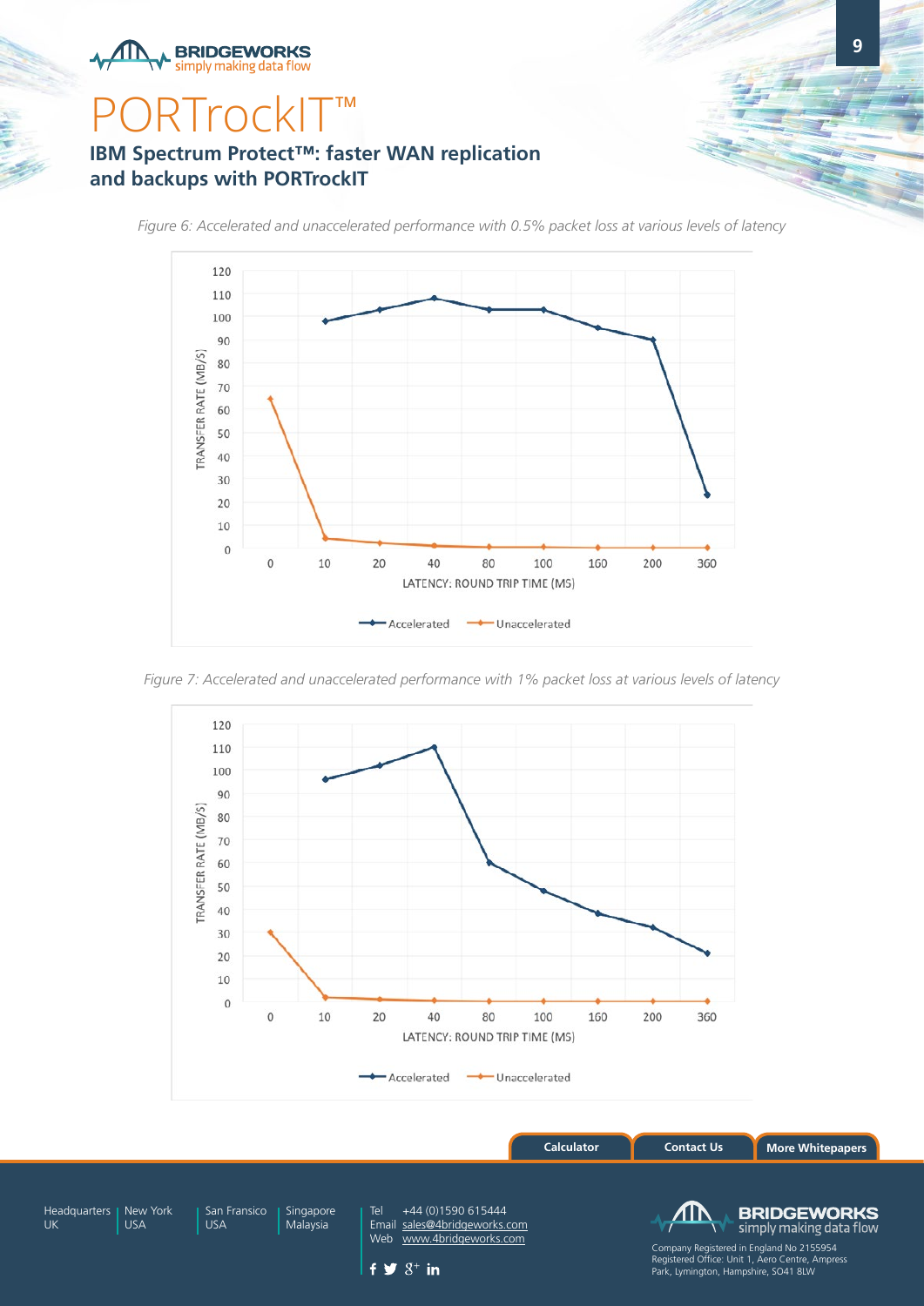# PORTrockIT™

## IBM Spectrum Protect™: faster WAN replication and backups with PORTrockIT

*Figure 6: Accelerated and unaccelerated performance with 0.5% packet loss at various levels of latency*

*Figure 7: Accelerated and unaccelerated performance with 1% packet loss at various levels of latency*

Calculator | Contact Us | More Whitepapers

Headquarters UK | New York USA | San Fransico USA | Singapore Malaysia

Tel +44 (0)1590 615444
Email sales@4bridgeworks.com
Web www.4bridgeworks.com

Company Registered in England No 2155954
Registered Office: Unit 1, Aero Centre, Ampress Park, Lymington, Hampshire, SO41 8LW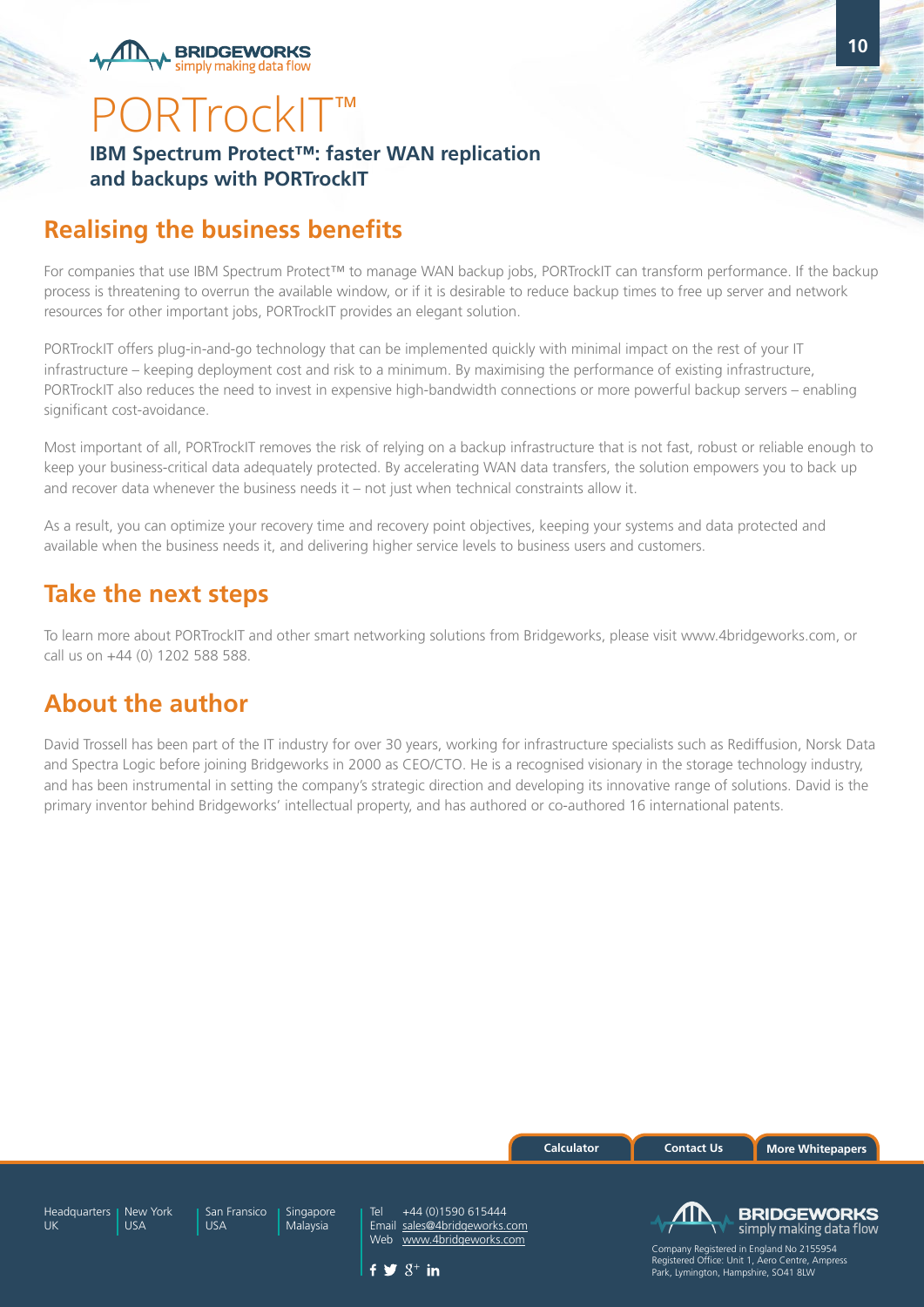# PORTrockIT™

**IBM Spectrum Protect™: faster WAN replication and backups with PORTrockIT**

## Realising the business benefits

For companies that use IBM Spectrum Protect™ to manage WAN backup jobs, PORTrockIT can transform performance. If the backup process is threatening to overrun the available window, or if it is desirable to reduce backup times to free up server and network resources for other important jobs, PORTrockIT provides an elegant solution.

PORTrockIT offers plug-in-and-go technology that can be implemented quickly with minimal impact on the rest of your IT infrastructure – keeping deployment cost and risk to a minimum. By maximising the performance of existing infrastructure, PORTrockIT also reduces the need to invest in expensive high-bandwidth connections or more powerful backup servers – enabling significant cost-avoidance.

Most important of all, PORTrockIT removes the risk of relying on a backup infrastructure that is not fast, robust or reliable enough to keep your business-critical data adequately protected. By accelerating WAN data transfers, the solution empowers you to back up and recover data whenever the business needs it – not just when technical constraints allow it.

As a result, you can optimize your recovery time and recovery point objectives, keeping your systems and data protected and available when the business needs it, and delivering higher service levels to business users and customers.

## Take the next steps

To learn more about PORTrockIT and other smart networking solutions from Bridgeworks, please visit www.4bridgeworks.com, or call us on +44 (0) 1202 588 588.

## About the author

David Trossell has been part of the IT industry for over 30 years, working for infrastructure specialists such as Rediffusion, Norsk Data and Spectra Logic before joining Bridgeworks in 2000 as CEO/CTO. He is a recognised visionary in the storage technology industry, and has been instrumental in setting the company's strategic direction and developing its innovative range of solutions. David is the primary inventor behind Bridgeworks' intellectual property, and has authored or co-authored 16 international patents.

Calculator | Contact Us | More Whitepapers

Headquarters UK | New York USA | San Fransico USA | Singapore Malaysia

Tel +44 (0)1590 615444
Email sales@4bridgeworks.com
Web www.4bridgeworks.com

Company Registered in England No 2155954
Registered Office: Unit 1, Aero Centre, Ampress Park, Lymington, Hampshire, SO41 8LW